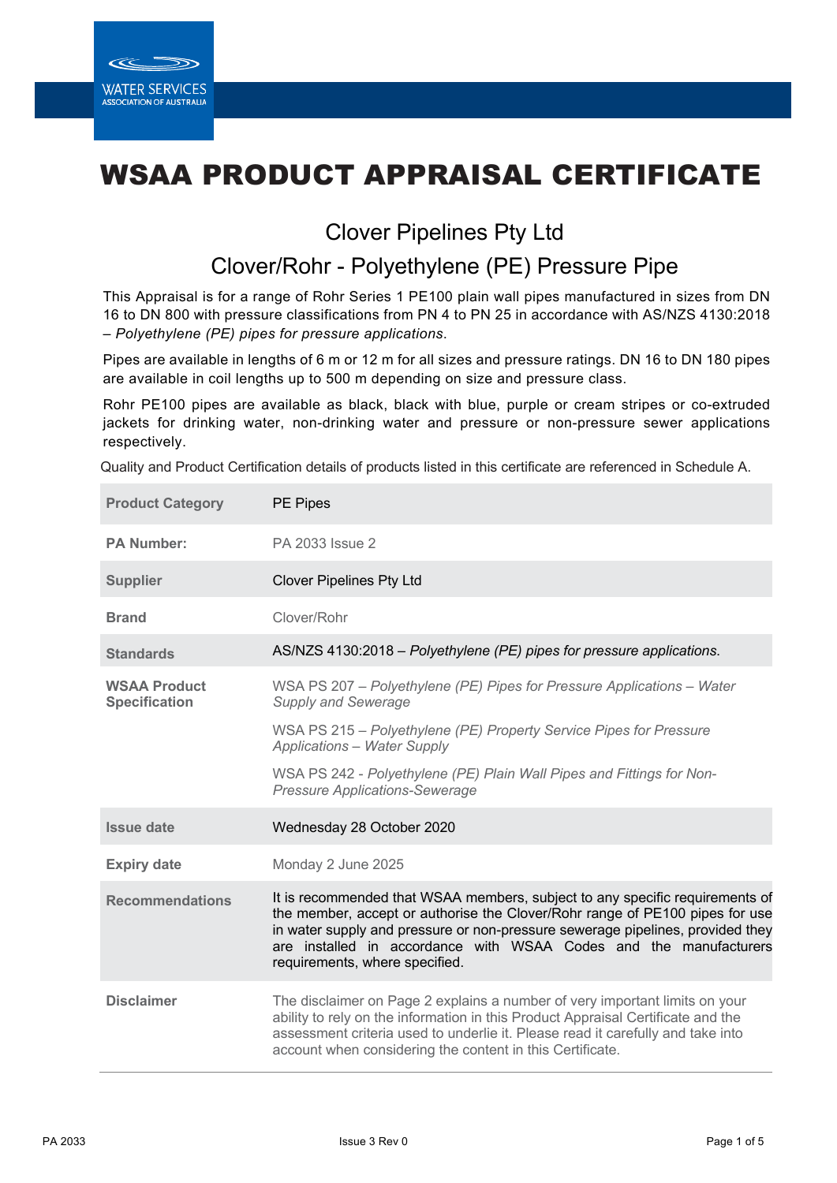WATER SERVICES
ASSOCIATION OF AUSTRALIA

# WSAA PRODUCT APPRAISAL CERTIFICATE

## Clover Pipelines Pty Ltd

## Clover/Rohr - Polyethylene (PE) Pressure Pipe

This Appraisal is for a range of Rohr Series 1 PE100 plain wall pipes manufactured in sizes from DN 16 to DN 800 with pressure classifications from PN 4 to PN 25 in accordance with AS/NZS 4130:2018 – *Polyethylene (PE) pipes for pressure applications*.

Pipes are available in lengths of 6 m or 12 m for all sizes and pressure ratings. DN 16 to DN 180 pipes are available in coil lengths up to 500 m depending on size and pressure class.

Rohr PE100 pipes are available as black, black with blue, purple or cream stripes or co-extruded jackets for drinking water, non-drinking water and pressure or non-pressure sewer applications respectively.

Quality and Product Certification details of products listed in this certificate are referenced in Schedule A.

| | |
|---|---|
| **Product Category** | PE Pipes |
| **PA Number:** | PA 2033 Issue 2 |
| **Supplier** | Clover Pipelines Pty Ltd |
| **Brand** | Clover/Rohr |
| **Standards** | AS/NZS 4130:2018 – *Polyethylene (PE) pipes for pressure applications*. |
| **WSAA Product Specification** | WSA PS 207 – *Polyethylene (PE) Pipes for Pressure Applications – Water Supply and Sewerage*<br><br>WSA PS 215 – *Polyethylene (PE) Property Service Pipes for Pressure Applications – Water Supply*<br><br>WSA PS 242 - *Polyethylene (PE) Plain Wall Pipes and Fittings for Non-Pressure Applications-Sewerage* |
| **Issue date** | Wednesday 28 October 2020 |
| **Expiry date** | Monday 2 June 2025 |
| **Recommendations** | It is recommended that WSAA members, subject to any specific requirements of the member, accept or authorise the Clover/Rohr range of PE100 pipes for use in water supply and pressure or non-pressure sewerage pipelines, provided they are installed in accordance with WSAA Codes and the manufacturers requirements, where specified. |
| **Disclaimer** | The disclaimer on Page 2 explains a number of very important limits on your ability to rely on the information in this Product Appraisal Certificate and the assessment criteria used to underlie it. Please read it carefully and take into account when considering the content in this Certificate. |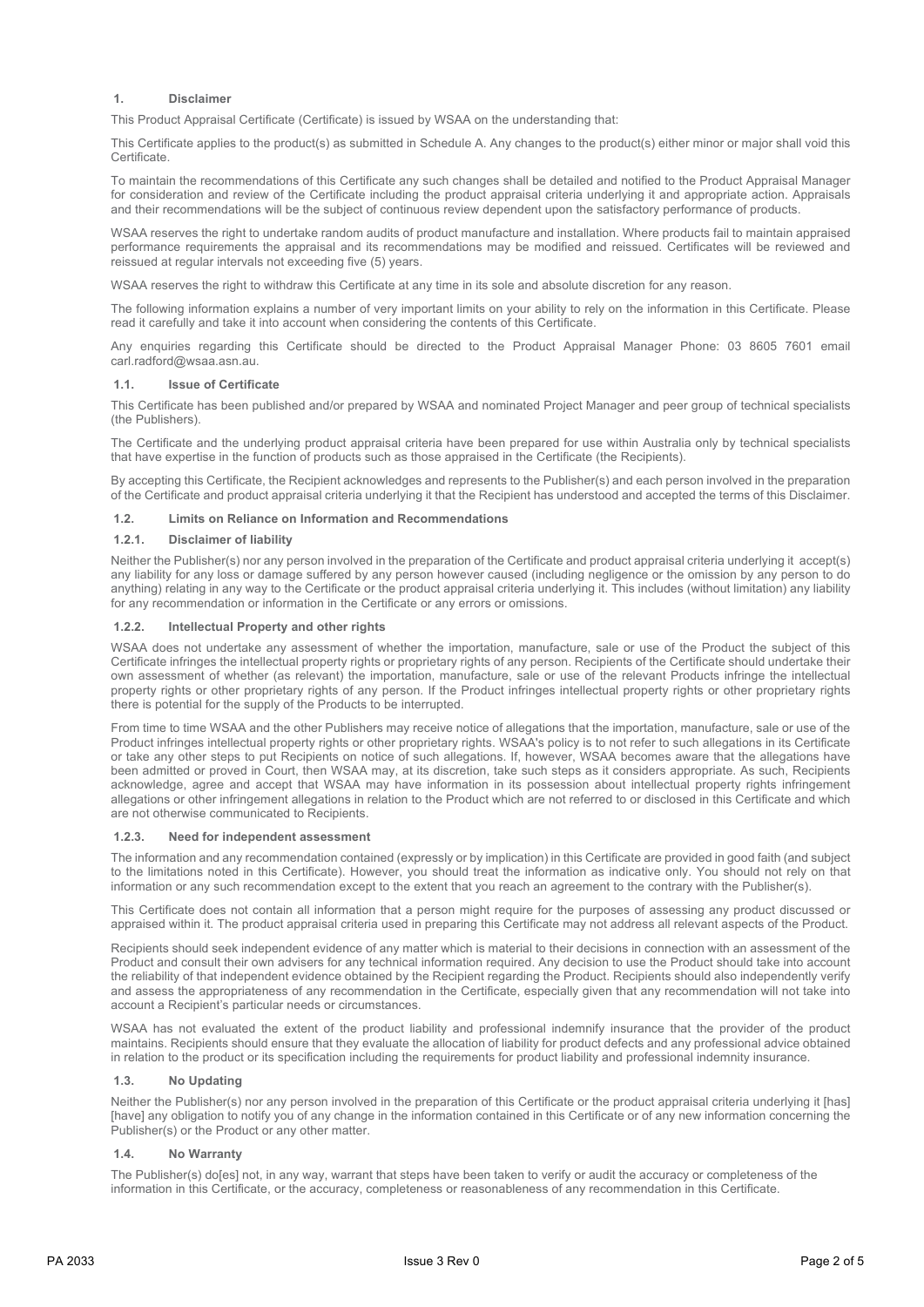## 1. Disclaimer

This Product Appraisal Certificate (Certificate) is issued by WSAA on the understanding that:

This Certificate applies to the product(s) as submitted in Schedule A. Any changes to the product(s) either minor or major shall void this Certificate.

To maintain the recommendations of this Certificate any such changes shall be detailed and notified to the Product Appraisal Manager for consideration and review of the Certificate including the product appraisal criteria underlying it and appropriate action. Appraisals and their recommendations will be the subject of continuous review dependent upon the satisfactory performance of products.

WSAA reserves the right to undertake random audits of product manufacture and installation. Where products fail to maintain appraised performance requirements the appraisal and its recommendations may be modified and reissued. Certificates will be reviewed and reissued at regular intervals not exceeding five (5) years.

WSAA reserves the right to withdraw this Certificate at any time in its sole and absolute discretion for any reason.

The following information explains a number of very important limits on your ability to rely on the information in this Certificate. Please read it carefully and take it into account when considering the contents of this Certificate.

Any enquiries regarding this Certificate should be directed to the Product Appraisal Manager Phone: 03 8605 7601 email carl.radford@wsaa.asn.au.

### 1.1. Issue of Certificate

This Certificate has been published and/or prepared by WSAA and nominated Project Manager and peer group of technical specialists (the Publishers).

The Certificate and the underlying product appraisal criteria have been prepared for use within Australia only by technical specialists that have expertise in the function of products such as those appraised in the Certificate (the Recipients).

By accepting this Certificate, the Recipient acknowledges and represents to the Publisher(s) and each person involved in the preparation of the Certificate and product appraisal criteria underlying it that the Recipient has understood and accepted the terms of this Disclaimer.

### 1.2. Limits on Reliance on Information and Recommendations

#### 1.2.1. Disclaimer of liability

Neither the Publisher(s) nor any person involved in the preparation of the Certificate and product appraisal criteria underlying it accept(s) any liability for any loss or damage suffered by any person however caused (including negligence or the omission by any person to do anything) relating in any way to the Certificate or the product appraisal criteria underlying it. This includes (without limitation) any liability for any recommendation or information in the Certificate or any errors or omissions.

#### 1.2.2. Intellectual Property and other rights

WSAA does not undertake any assessment of whether the importation, manufacture, sale or use of the Product the subject of this Certificate infringes the intellectual property rights or proprietary rights of any person. Recipients of the Certificate should undertake their own assessment of whether (as relevant) the importation, manufacture, sale or use of the relevant Products infringe the intellectual property rights or other proprietary rights of any person. If the Product infringes intellectual property rights or other proprietary rights there is potential for the supply of the Products to be interrupted.

From time to time WSAA and the other Publishers may receive notice of allegations that the importation, manufacture, sale or use of the Product infringes intellectual property rights or other proprietary rights. WSAA's policy is to not refer to such allegations in its Certificate or take any other steps to put Recipients on notice of such allegations. If, however, WSAA becomes aware that the allegations have been admitted or proved in Court, then WSAA may, at its discretion, take such steps as it considers appropriate. As such, Recipients acknowledge, agree and accept that WSAA may have information in its possession about intellectual property rights infringement allegations or other infringement allegations in relation to the Product which are not referred to or disclosed in this Certificate and which are not otherwise communicated to Recipients.

#### 1.2.3. Need for independent assessment

The information and any recommendation contained (expressly or by implication) in this Certificate are provided in good faith (and subject to the limitations noted in this Certificate). However, you should treat the information as indicative only. You should not rely on that information or any such recommendation except to the extent that you reach an agreement to the contrary with the Publisher(s).

This Certificate does not contain all information that a person might require for the purposes of assessing any product discussed or appraised within it. The product appraisal criteria used in preparing this Certificate may not address all relevant aspects of the Product.

Recipients should seek independent evidence of any matter which is material to their decisions in connection with an assessment of the Product and consult their own advisers for any technical information required. Any decision to use the Product should take into account the reliability of that independent evidence obtained by the Recipient regarding the Product. Recipients should also independently verify and assess the appropriateness of any recommendation in the Certificate, especially given that any recommendation will not take into account a Recipient's particular needs or circumstances.

WSAA has not evaluated the extent of the product liability and professional indemnify insurance that the provider of the product maintains. Recipients should ensure that they evaluate the allocation of liability for product defects and any professional advice obtained in relation to the product or its specification including the requirements for product liability and professional indemnity insurance.

### 1.3. No Updating

Neither the Publisher(s) nor any person involved in the preparation of this Certificate or the product appraisal criteria underlying it [has] [have] any obligation to notify you of any change in the information contained in this Certificate or of any new information concerning the Publisher(s) or the Product or any other matter.

### 1.4. No Warranty

The Publisher(s) do[es] not, in any way, warrant that steps have been taken to verify or audit the accuracy or completeness of the information in this Certificate, or the accuracy, completeness or reasonableness of any recommendation in this Certificate.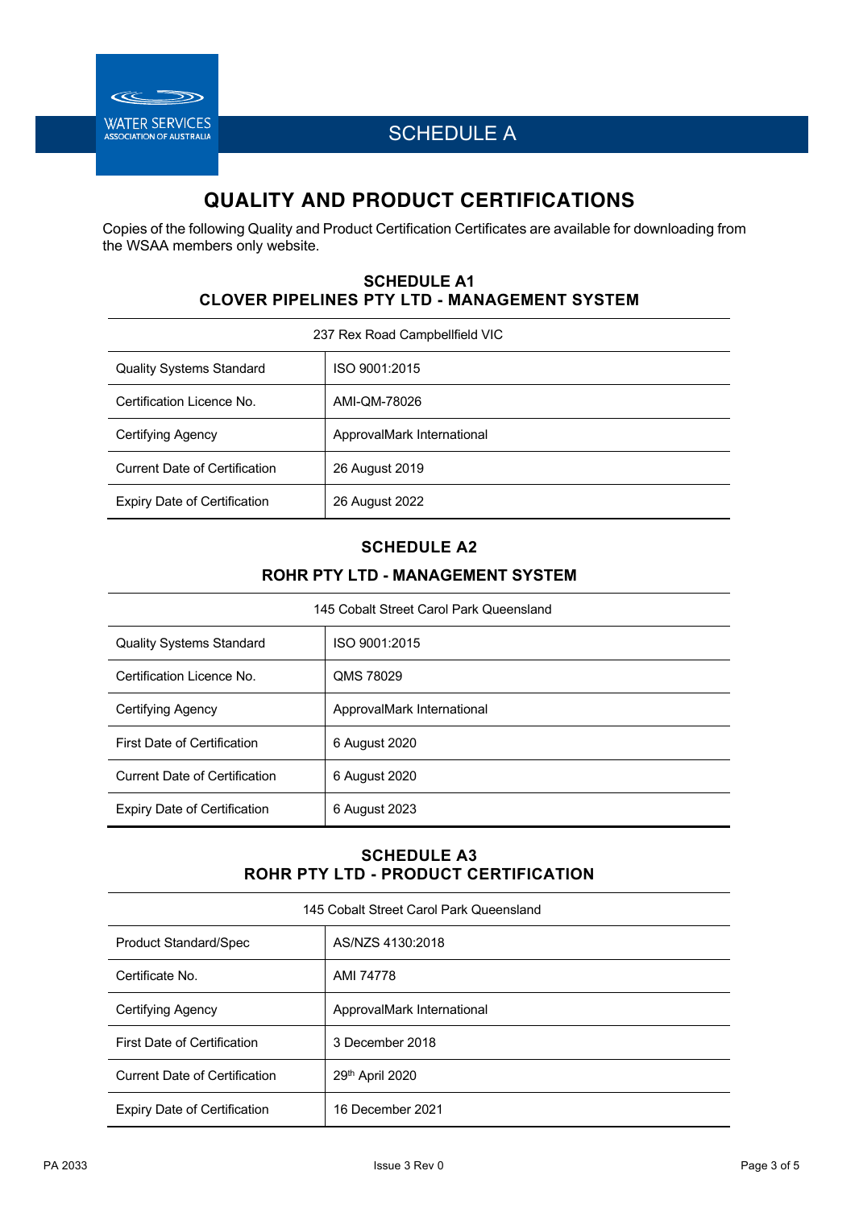# SCHEDULE A

## QUALITY AND PRODUCT CERTIFICATIONS

Copies of the following Quality and Product Certification Certificates are available for downloading from the WSAA members only website.

### SCHEDULE A1
### CLOVER PIPELINES PTY LTD - MANAGEMENT SYSTEM

| 237 Rex Road Campbellfield VIC | |
|---|---|
| Quality Systems Standard | ISO 9001:2015 |
| Certification Licence No. | AMI-QM-78026 |
| Certifying Agency | ApprovalMark International |
| Current Date of Certification | 26 August 2019 |
| Expiry Date of Certification | 26 August 2022 |

### SCHEDULE A2
### ROHR PTY LTD - MANAGEMENT SYSTEM

| 145 Cobalt Street Carol Park Queensland | |
|---|---|
| Quality Systems Standard | ISO 9001:2015 |
| Certification Licence No. | QMS 78029 |
| Certifying Agency | ApprovalMark International |
| First Date of Certification | 6 August 2020 |
| Current Date of Certification | 6 August 2020 |
| Expiry Date of Certification | 6 August 2023 |

### SCHEDULE A3
### ROHR PTY LTD - PRODUCT CERTIFICATION

| 145 Cobalt Street Carol Park Queensland | |
|---|---|
| Product Standard/Spec | AS/NZS 4130:2018 |
| Certificate No. | AMI 74778 |
| Certifying Agency | ApprovalMark International |
| First Date of Certification | 3 December 2018 |
| Current Date of Certification | 29th April 2020 |
| Expiry Date of Certification | 16 December 2021 |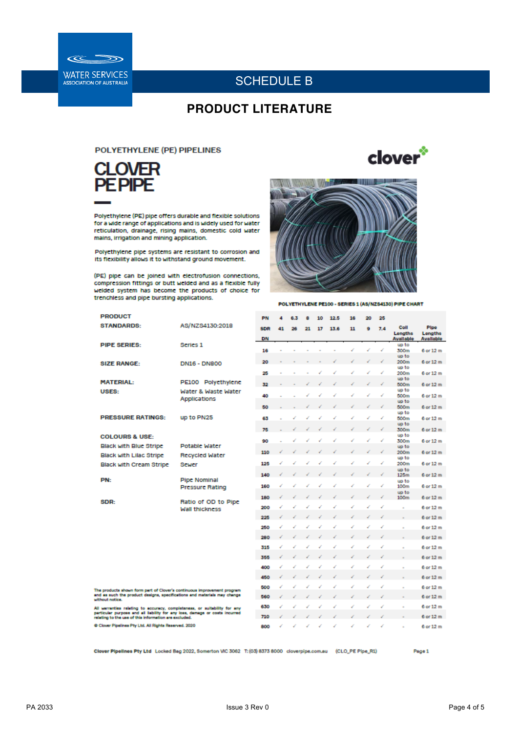# SCHEDULE B

## PRODUCT LITERATURE

### POLYETHYLENE (PE) PIPELINES

# CLOVER PE PIPE

clover

Polyethylene (PE) pipe offers durable and flexible solutions for a wide range of applications and is widely used for water reticulation, drainage, rising mains, domestic cold water mains, irrigation and mining application.

Polyethylene pipe systems are resistant to corrosion and its flexibility allows it to withstand ground movement.

(PE) pipe can be joined with electrofusion connections, compression fittings or butt welded and as a flexible fully welded system has become the products of choice for trenchless and pipe bursting applications.

| | |
|---|---|
| **PRODUCT STANDARDS:** | AS/NZS4130:2018 |
| **PIPE SERIES:** | Series 1 |
| **SIZE RANGE:** | DN16 - DN800 |
| **MATERIAL:** | PE100 Polyethylene |
| **USES:** | Water & Waste Water Applications |
| **PRESSURE RATINGS:** | up to PN25 |
| **COLOURS & USE:** | |
| Black with Blue Stripe | Potable Water |
| Black with Lilac Stripe | Recycled Water |
| Black with Cream Stripe | Sewer |
| **PN:** | Pipe Nominal Pressure Rating |
| **SDR:** | Ratio of OD to Pipe Wall thickness |

**POLYETHYLENE PE100 - SERIES 1 (AS/NZS4130) PIPE CHART**

| PN | 4 | 6.3 | 8 | 10 | 12.5 | 16 | 20 | 25 | | |
|---|---|---|---|---|---|---|---|---|---|---|
| SDR | 41 | 26 | 21 | 17 | 13.6 | 11 | 9 | 7.4 | Coil Lengths Available | Pipe Lengths Available |
| DN | | | | | | | | | | |
| 16 | - | - | - | - | - | ✓ | ✓ | ✓ | up to 300m | 6 or 12 m |
| 20 | - | - | - | - | ✓ | ✓ | ✓ | ✓ | up to 200m | 6 or 12 m |
| 25 | - | - | - | ✓ | ✓ | ✓ | ✓ | ✓ | up to 200m | 6 or 12 m |
| 32 | - | - | ✓ | ✓ | ✓ | ✓ | ✓ | ✓ | up to 500m | 6 or 12 m |
| 40 | - | - | ✓ | ✓ | ✓ | ✓ | ✓ | ✓ | up to 500m | 6 or 12 m |
| 50 | - | - | ✓ | ✓ | ✓ | ✓ | ✓ | ✓ | up to 500m | 6 or 12 m |
| 63 | - | ✓ | ✓ | ✓ | ✓ | ✓ | ✓ | ✓ | up to 500m | 6 or 12 m |
| 75 | - | ✓ | ✓ | ✓ | ✓ | ✓ | ✓ | ✓ | up to 300m | 6 or 12 m |
| 90 | - | ✓ | ✓ | ✓ | ✓ | ✓ | ✓ | ✓ | up to 300m | 6 or 12 m |
| 110 | ✓ | ✓ | ✓ | ✓ | ✓ | ✓ | ✓ | ✓ | up to 200m | 6 or 12 m |
| 125 | ✓ | ✓ | ✓ | ✓ | ✓ | ✓ | ✓ | ✓ | up to 200m | 6 or 12 m |
| 140 | ✓ | ✓ | ✓ | ✓ | ✓ | ✓ | ✓ | ✓ | up to 125m | 6 or 12 m |
| 160 | ✓ | ✓ | ✓ | ✓ | ✓ | ✓ | ✓ | ✓ | up to 100m | 6 or 12 m |
| 180 | ✓ | ✓ | ✓ | ✓ | ✓ | ✓ | ✓ | ✓ | up to 100m | 6 or 12 m |
| 200 | ✓ | ✓ | ✓ | ✓ | ✓ | ✓ | ✓ | ✓ | - | 6 or 12 m |
| 225 | ✓ | ✓ | ✓ | ✓ | ✓ | ✓ | ✓ | ✓ | - | 6 or 12 m |
| 250 | ✓ | ✓ | ✓ | ✓ | ✓ | ✓ | ✓ | ✓ | - | 6 or 12 m |
| 280 | ✓ | ✓ | ✓ | ✓ | ✓ | ✓ | ✓ | ✓ | - | 6 or 12 m |
| 315 | ✓ | ✓ | ✓ | ✓ | ✓ | ✓ | ✓ | ✓ | - | 6 or 12 m |
| 355 | ✓ | ✓ | ✓ | ✓ | ✓ | ✓ | ✓ | ✓ | - | 6 or 12 m |
| 400 | ✓ | ✓ | ✓ | ✓ | ✓ | ✓ | ✓ | ✓ | - | 6 or 12 m |
| 450 | ✓ | ✓ | ✓ | ✓ | ✓ | ✓ | ✓ | ✓ | - | 6 or 12 m |
| 500 | ✓ | ✓ | ✓ | ✓ | ✓ | ✓ | ✓ | ✓ | - | 6 or 12 m |
| 560 | ✓ | ✓ | ✓ | ✓ | ✓ | ✓ | ✓ | ✓ | - | 6 or 12 m |
| 630 | ✓ | ✓ | ✓ | ✓ | ✓ | ✓ | ✓ | ✓ | - | 6 or 12 m |
| 710 | ✓ | ✓ | ✓ | ✓ | ✓ | ✓ | ✓ | ✓ | - | 6 or 12 m |
| 800 | ✓ | ✓ | ✓ | ✓ | ✓ | ✓ | ✓ | ✓ | - | 6 or 12 m |

The products shown form part of Clover's continuous improvement program and as such the product designs, specifications and materials may change without notice.

All warranties relating to accuracy, completeness, or suitability for any particular purpose and all liability for any loss, damage or costs incurred relating to the use of this information are excluded.

© Clover Pipelines Pty Ltd. All Rights Reserved. 2020

**Clover Pipelines Pty Ltd** Locked Bag 2022, Somerton VIC 3062 T: (03) 8373 8000 cloverpipe.com.au (CLO_PE Pipe_R1) Page 1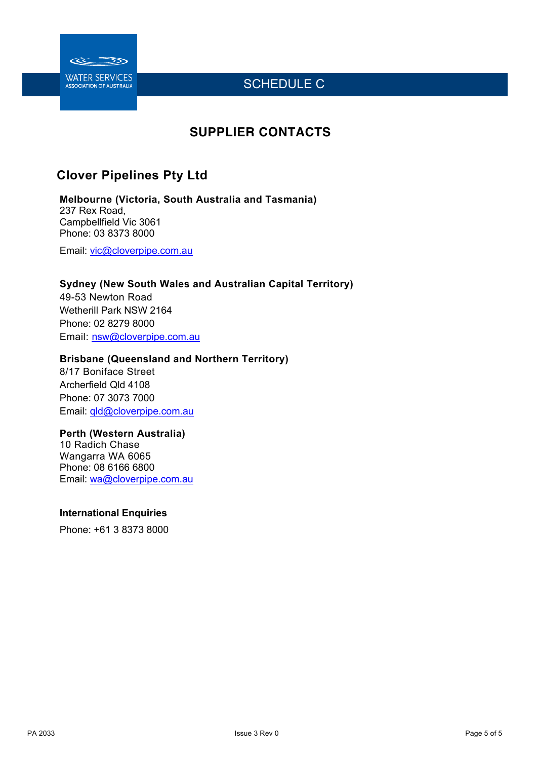# SCHEDULE C

## SUPPLIER CONTACTS

### Clover Pipelines Pty Ltd

**Melbourne (Victoria, South Australia and Tasmania)**
237 Rex Road,
Campbellfield Vic 3061
Phone: 03 8373 8000

Email: vic@cloverpipe.com.au

**Sydney (New South Wales and Australian Capital Territory)**
49-53 Newton Road
Wetherill Park NSW 2164
Phone: 02 8279 8000
Email: nsw@cloverpipe.com.au

**Brisbane (Queensland and Northern Territory)**
8/17 Boniface Street
Archerfield Qld 4108
Phone: 07 3073 7000
Email: qld@cloverpipe.com.au

**Perth (Western Australia)**
10 Radich Chase
Wangarra WA 6065
Phone: 08 6166 6800
Email: wa@cloverpipe.com.au

**International Enquiries**

Phone: +61 3 8373 8000